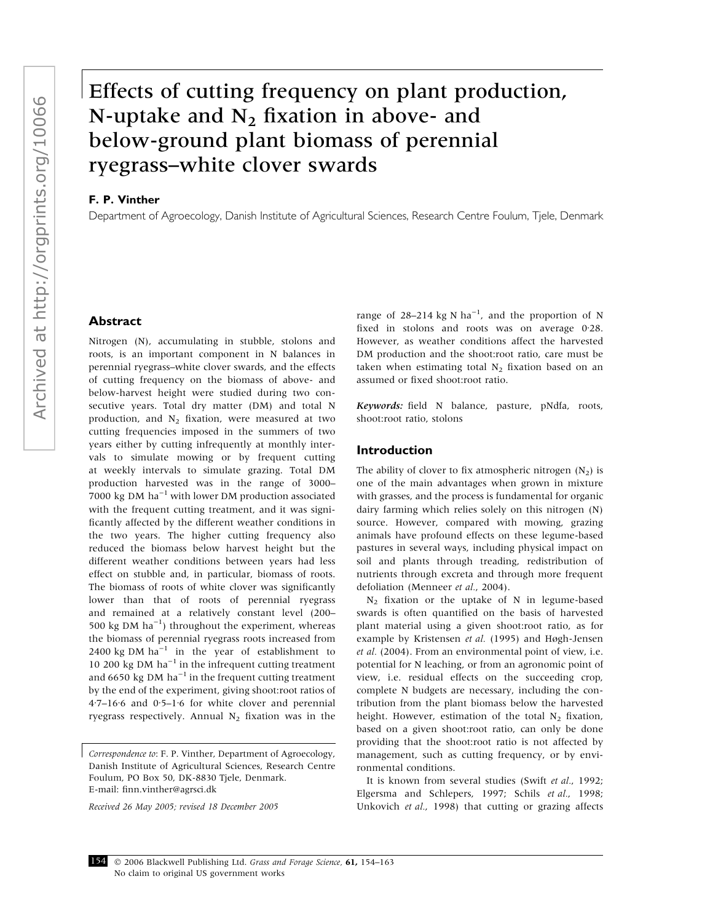# Effects of cutting frequency on plant production, N-uptake and $N_2$ fixation in above- and below-ground plant biomass of perennial ryegrass–white clover swards

**F. P. Vinther**

Department of Agroecology, Danish Institute of Agricultural Sciences, Research Centre Foulum, Tjele, Denmark

## Abstract

Nitrogen (N), accumulating in stubble, stolons and roots, is an important component in N balances in perennial ryegrass–white clover swards, and the effects of cutting frequency on the biomass of above- and below-harvest height were studied during two consecutive years. Total dry matter (DM) and total N production, and $N_2$ fixation, were measured at two cutting frequencies imposed in the summers of two years either by cutting infrequently at monthly intervals to simulate mowing or by frequent cutting at weekly intervals to simulate grazing. Total DM production harvested was in the range of 3000–7000 kg DM $ha^{-1}$ with lower DM production associated with the frequent cutting treatment, and it was significantly affected by the different weather conditions in the two years. The higher cutting frequency also reduced the biomass below harvest height but the different weather conditions between years had less effect on stubble and, in particular, biomass of roots. The biomass of roots of white clover was significantly lower than that of roots of perennial ryegrass and remained at a relatively constant level (200–500 kg DM $ha^{-1}$) throughout the experiment, whereas the biomass of perennial ryegrass roots increased from 2400 kg DM $ha^{-1}$ in the year of establishment to 10 200 kg DM $ha^{-1}$ in the infrequent cutting treatment and 6650 kg DM $ha^{-1}$ in the frequent cutting treatment by the end of the experiment, giving shoot:root ratios of 4·7–16·6 and 0·5–1·6 for white clover and perennial ryegrass respectively. Annual $N_2$ fixation was in the range of 28–214 kg N $ha^{-1}$, and the proportion of N fixed in stolons and roots was on average 0·28. However, as weather conditions affect the harvested DM production and the shoot:root ratio, care must be taken when estimating total $N_2$ fixation based on an assumed or fixed shoot:root ratio.

***Keywords:*** field N balance, pasture, pNdfa, roots, shoot:root ratio, stolons

Correspondence to: F. P. Vinther, Department of Agroecology, Danish Institute of Agricultural Sciences, Research Centre Foulum, PO Box 50, DK-8830 Tjele, Denmark. E-mail: finn.vinther@agrsci.dk

*Received 26 May 2005; revised 18 December 2005*

## Introduction

The ability of clover to fix atmospheric nitrogen ($N_2$) is one of the main advantages when grown in mixture with grasses, and the process is fundamental for organic dairy farming which relies solely on this nitrogen (N) source. However, compared with mowing, grazing animals have profound effects on these legume-based pastures in several ways, including physical impact on soil and plants through treading, redistribution of nutrients through excreta and through more frequent defoliation (Menneer *et al.*, 2004).

$N_2$ fixation or the uptake of N in legume-based swards is often quantified on the basis of harvested plant material using a given shoot:root ratio, as for example by Kristensen *et al.* (1995) and Høgh-Jensen *et al.* (2004). From an environmental point of view, i.e. potential for N leaching, or from an agronomic point of view, i.e. residual effects on the succeeding crop, complete N budgets are necessary, including the contribution from the plant biomass below the harvested height. However, estimation of the total $N_2$ fixation, based on a given shoot:root ratio, can only be done providing that the shoot:root ratio is not affected by management, such as cutting frequency, or by environmental conditions.

It is known from several studies (Swift *et al.*, 1992; Elgersma and Schlepers, 1997; Schils *et al.*, 1998; Unkovich *et al.*, 1998) that cutting or grazing affects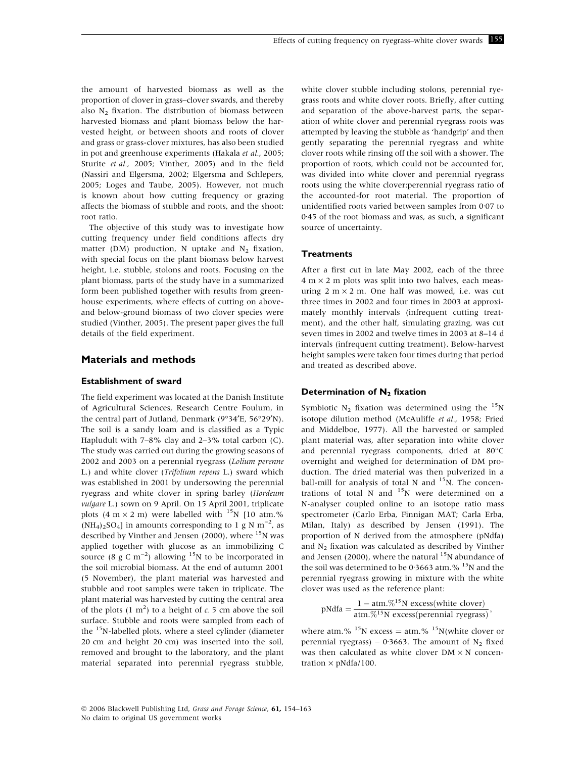the amount of harvested biomass as well as the proportion of clover in grass–clover swards, and thereby also $N_2$ fixation. The distribution of biomass between harvested biomass and plant biomass below the harvested height, or between shoots and roots of clover and grass or grass-clover mixtures, has also been studied in pot and greenhouse experiments (Hakala *et al.*, 2005; Sturite *et al.*, 2005; Vinther, 2005) and in the field (Nassiri and Elgersma, 2002; Elgersma and Schlepers, 2005; Loges and Taube, 2005). However, not much is known about how cutting frequency or grazing affects the biomass of stubble and roots, and the shoot: root ratio.

The objective of this study was to investigate how cutting frequency under field conditions affects dry matter (DM) production, N uptake and $N_2$ fixation, with special focus on the plant biomass below harvest height, i.e. stubble, stolons and roots. Focusing on the plant biomass, parts of the study have in a summarized form been published together with results from greenhouse experiments, where effects of cutting on above- and below-ground biomass of two clover species were studied (Vinther, 2005). The present paper gives the full details of the field experiment.

## Materials and methods

### Establishment of sward

The field experiment was located at the Danish Institute of Agricultural Sciences, Research Centre Foulum, in the central part of Jutland, Denmark (9°34′E, 56°29′N). The soil is a sandy loam and is classified as a Typic Hapludult with 7–8% clay and 2–3% total carbon (C). The study was carried out during the growing seasons of 2002 and 2003 on a perennial ryegrass (*Lolium perenne* L.) and white clover (*Trifolium repens* L.) sward which was established in 2001 by undersowing the perennial ryegrass and white clover in spring barley (*Hordeum vulgare* L.) sown on 9 April. On 15 April 2001, triplicate plots (4 m × 2 m) were labelled with $^{15}$N [10 atm.% $(NH_4)_2SO_4$] in amounts corresponding to 1 g N $m^{-2}$, as described by Vinther and Jensen (2000), where $^{15}$N was applied together with glucose as an immobilizing C source (8 g C $m^{-2}$) allowing $^{15}$N to be incorporated in the soil microbial biomass. At the end of autumn 2001 (5 November), the plant material was harvested and stubble and root samples were taken in triplicate. The plant material was harvested by cutting the central area of the plots (1 $m^2$) to a height of *c.* 5 cm above the soil surface. Stubble and roots were sampled from each of the $^{15}$N-labelled plots, where a steel cylinder (diameter 20 cm and height 20 cm) was inserted into the soil, removed and brought to the laboratory, and the plant material separated into perennial ryegrass stubble, white clover stubble including stolons, perennial ryegrass roots and white clover roots. Briefly, after cutting and separation of the above-harvest parts, the separation of white clover and perennial ryegrass roots was attempted by leaving the stubble as 'handgrip' and then gently separating the perennial ryegrass and white clover roots while rinsing off the soil with a shower. The proportion of roots, which could not be accounted for, was divided into white clover and perennial ryegrass roots using the white clover:perennial ryegrass ratio of the accounted-for root material. The proportion of unidentified roots varied between samples from 0·07 to 0·45 of the root biomass and was, as such, a significant source of uncertainty.

### Treatments

After a first cut in late May 2002, each of the three 4 m × 2 m plots was split into two halves, each measuring 2 m × 2 m. One half was mowed, i.e. was cut three times in 2002 and four times in 2003 at approximately monthly intervals (infrequent cutting treatment), and the other half, simulating grazing, was cut seven times in 2002 and twelve times in 2003 at 8–14 d intervals (infrequent cutting treatment). Below-harvest height samples were taken four times during that period and treated as described above.

### Determination of $N_2$ fixation

Symbiotic $N_2$ fixation was determined using the $^{15}$N isotope dilution method (McAuliffe *et al.*, 1958; Fried and Middelboe, 1977). All the harvested or sampled plant material was, after separation into white clover and perennial ryegrass components, dried at 80°C overnight and weighed for determination of DM production. The dried material was then pulverized in a ball-mill for analysis of total N and $^{15}$N. The concentrations of total N and $^{15}$N were determined on a N-analyser coupled online to an isotope ratio mass spectrometer (Carlo Erba, Finnigan MAT; Carla Erba, Milan, Italy) as described by Jensen (1991). The proportion of N derived from the atmosphere (pNdfa) and $N_2$ fixation was calculated as described by Vinther and Jensen (2000), where the natural $^{15}$N abundance of the soil was determined to be 0·3663 atm.% $^{15}$N and the perennial ryegrass growing in mixture with the white clover was used as the reference plant:

$$\text{pNdfa} = \frac{1 - \text{atm.\%}^{15}\text{N excess(white clover)}}{\text{atm.\%}^{15}\text{N excess(perennial ryegrass)}},$$

where atm.% $^{15}$N excess = atm.% $^{15}$N(white clover or perennial ryegrass) − 0·3663. The amount of $N_2$ fixed was then calculated as white clover DM × N concentration × pNdfa/100.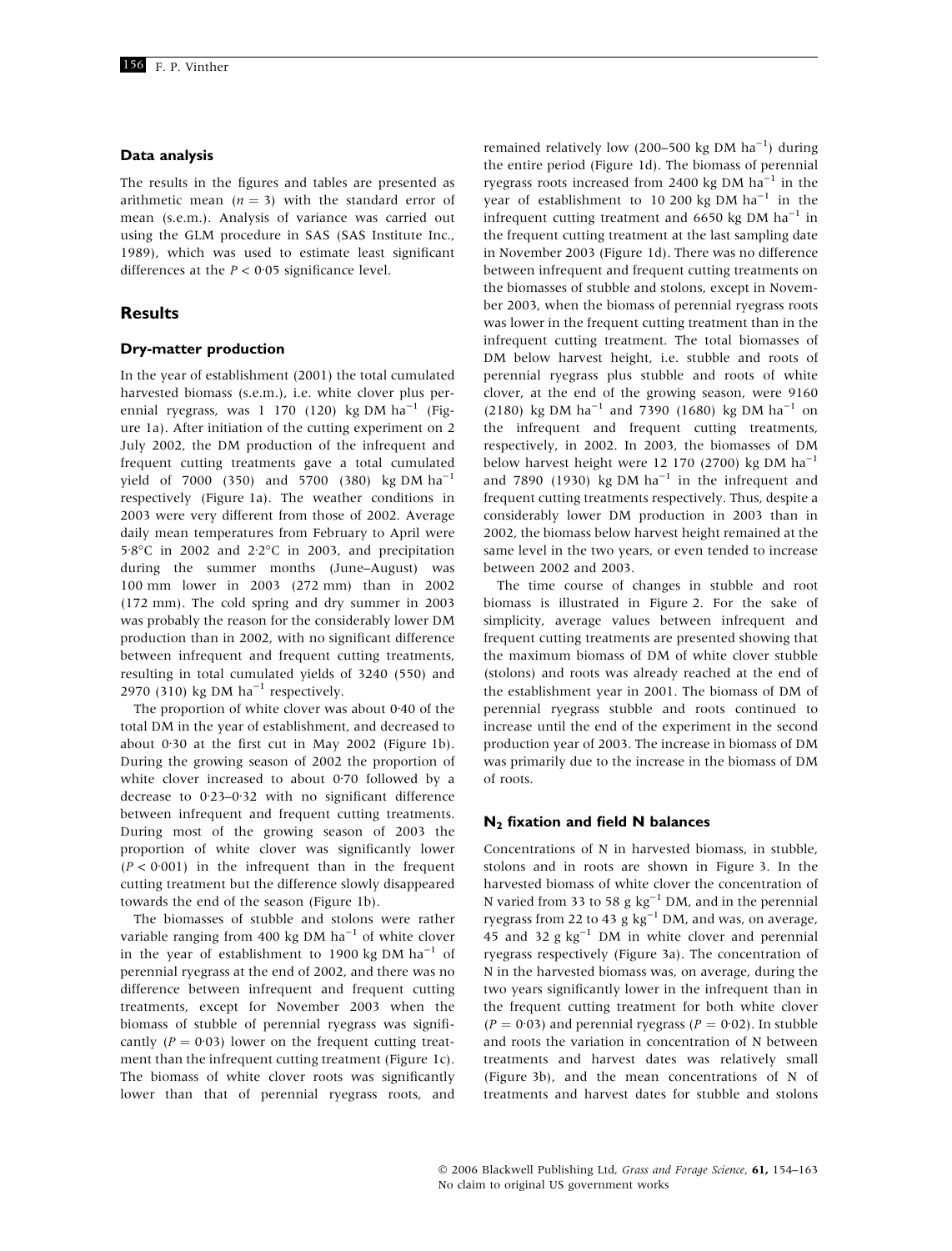### Data analysis

The results in the figures and tables are presented as arithmetic mean ($n = 3$) with the standard error of mean (s.e.m.). Analysis of variance was carried out using the GLM procedure in SAS (SAS Institute Inc., 1989), which was used to estimate least significant differences at the $P < 0{\cdot}05$ significance level.

## Results

### Dry-matter production

In the year of establishment (2001) the total cumulated harvested biomass (s.e.m.), i.e. white clover plus perennial ryegrass, was 1 170 (120) kg DM ha$^{-1}$ (Figure 1a). After initiation of the cutting experiment on 2 July 2002, the DM production of the infrequent and frequent cutting treatments gave a total cumulated yield of 7000 (350) and 5700 (380) kg DM ha$^{-1}$ respectively (Figure 1a). The weather conditions in 2003 were very different from those of 2002. Average daily mean temperatures from February to April were 5·8°C in 2002 and 2·2°C in 2003, and precipitation during the summer months (June–August) was 100 mm lower in 2003 (272 mm) than in 2002 (172 mm). The cold spring and dry summer in 2003 was probably the reason for the considerably lower DM production than in 2002, with no significant difference between infrequent and frequent cutting treatments, resulting in total cumulated yields of 3240 (550) and 2970 (310) kg DM ha$^{-1}$ respectively.

The proportion of white clover was about 0·40 of the total DM in the year of establishment, and decreased to about 0·30 at the first cut in May 2002 (Figure 1b). During the growing season of 2002 the proportion of white clover increased to about 0·70 followed by a decrease to 0·23–0·32 with no significant difference between infrequent and frequent cutting treatments. During most of the growing season of 2003 the proportion of white clover was significantly lower ($P < 0{\cdot}001$) in the infrequent than in the frequent cutting treatment but the difference slowly disappeared towards the end of the season (Figure 1b).

The biomasses of stubble and stolons were rather variable ranging from 400 kg DM ha$^{-1}$ of white clover in the year of establishment to 1900 kg DM ha$^{-1}$ of perennial ryegrass at the end of 2002, and there was no difference between infrequent and frequent cutting treatments, except for November 2003 when the biomass of stubble of perennial ryegrass was significantly ($P = 0{\cdot}03$) lower on the frequent cutting treatment than the infrequent cutting treatment (Figure 1c). The biomass of white clover roots was significantly lower than that of perennial ryegrass roots, and remained relatively low (200–500 kg DM ha$^{-1}$) during the entire period (Figure 1d). The biomass of perennial ryegrass roots increased from 2400 kg DM ha$^{-1}$ in the year of establishment to 10 200 kg DM ha$^{-1}$ in the infrequent cutting treatment and 6650 kg DM ha$^{-1}$ in the frequent cutting treatment at the last sampling date in November 2003 (Figure 1d). There was no difference between infrequent and frequent cutting treatments on the biomasses of stubble and stolons, except in November 2003, when the biomass of perennial ryegrass roots was lower in the frequent cutting treatment than in the infrequent cutting treatment. The total biomasses of DM below harvest height, i.e. stubble and roots of perennial ryegrass plus stubble and roots of white clover, at the end of the growing season, were 9160 (2180) kg DM ha$^{-1}$ and 7390 (1680) kg DM ha$^{-1}$ on the infrequent and frequent cutting treatments, respectively, in 2002. In 2003, the biomasses of DM below harvest height were 12 170 (2700) kg DM ha$^{-1}$ and 7890 (1930) kg DM ha$^{-1}$ in the infrequent and frequent cutting treatments respectively. Thus, despite a considerably lower DM production in 2003 than in 2002, the biomass below harvest height remained at the same level in the two years, or even tended to increase between 2002 and 2003.

The time course of changes in stubble and root biomass is illustrated in Figure 2. For the sake of simplicity, average values between infrequent and frequent cutting treatments are presented showing that the maximum biomass of DM of white clover stubble (stolons) and roots was already reached at the end of the establishment year in 2001. The biomass of DM of perennial ryegrass stubble and roots continued to increase until the end of the experiment in the second production year of 2003. The increase in biomass of DM was primarily due to the increase in the biomass of DM of roots.

### $N_2$ fixation and field N balances

Concentrations of N in harvested biomass, in stubble, stolons and in roots are shown in Figure 3. In the harvested biomass of white clover the concentration of N varied from 33 to 58 g kg$^{-1}$ DM, and in the perennial ryegrass from 22 to 43 g kg$^{-1}$ DM, and was, on average, 45 and 32 g kg$^{-1}$ DM in white clover and perennial ryegrass respectively (Figure 3a). The concentration of N in the harvested biomass was, on average, during the two years significantly lower in the infrequent than in the frequent cutting treatment for both white clover ($P = 0{\cdot}03$) and perennial ryegrass ($P = 0{\cdot}02$). In stubble and roots the variation in concentration of N between treatments and harvest dates was relatively small (Figure 3b), and the mean concentrations of N of treatments and harvest dates for stubble and stolons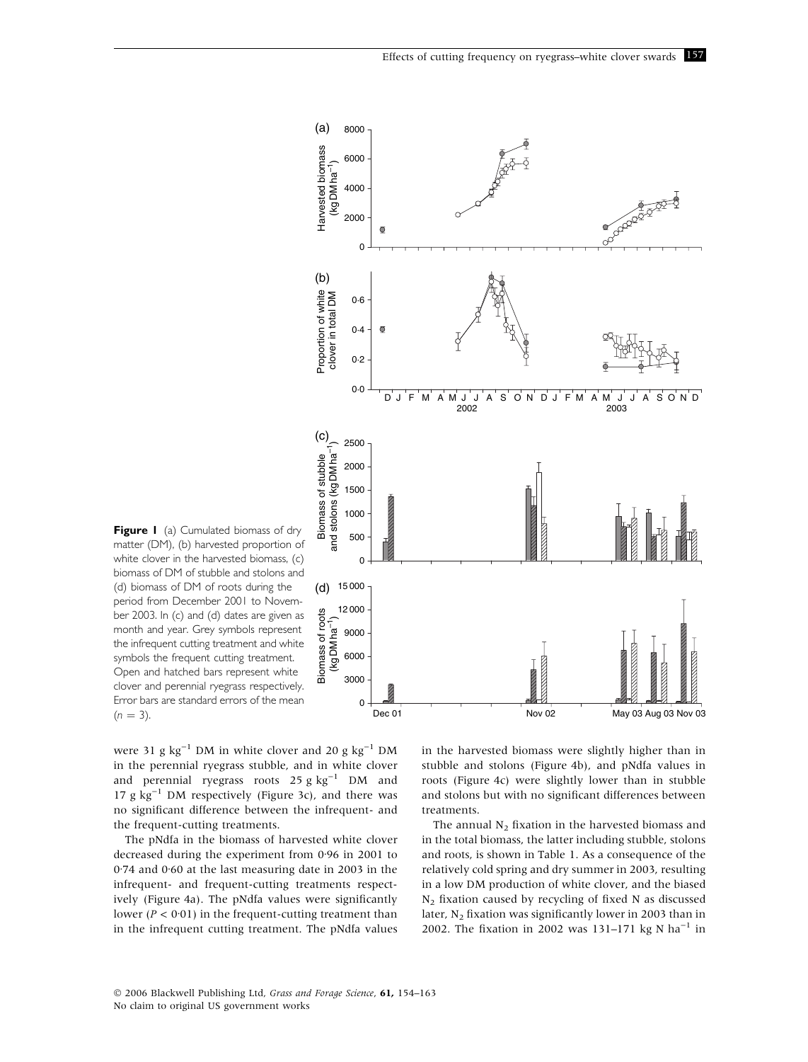**Figure 1** (a) Cumulated biomass of dry matter (DM), (b) harvested proportion of white clover in the harvested biomass, (c) biomass of DM of stubble and stolons and (d) biomass of DM of roots during the period from December 2001 to November 2003. In (c) and (d) dates are given as month and year. Grey symbols represent the infrequent cutting treatment and white symbols the frequent cutting treatment. Open and hatched bars represent white clover and perennial ryegrass respectively. Error bars are standard errors of the mean ($n$ = 3).

were 31 g $kg^{-1}$ DM in white clover and 20 g $kg^{-1}$ DM in the perennial ryegrass stubble, and in white clover and perennial ryegrass roots 25 g $kg^{-1}$ DM and 17 g $kg^{-1}$ DM respectively (Figure 3c), and there was no significant difference between the infrequent- and the frequent-cutting treatments.

The pNdfa in the biomass of harvested white clover decreased during the experiment from 0·96 in 2001 to 0·74 and 0·60 at the last measuring date in 2003 in the infrequent- and frequent-cutting treatments respectively (Figure 4a). The pNdfa values were significantly lower ($P < 0·01$) in the frequent-cutting treatment than in the infrequent cutting treatment. The pNdfa values in the harvested biomass were slightly higher than in stubble and stolons (Figure 4b), and pNdfa values in roots (Figure 4c) were slightly lower than in stubble and stolons but with no significant differences between treatments.

The annual $N_2$ fixation in the harvested biomass and in the total biomass, the latter including stubble, stolons and roots, is shown in Table 1. As a consequence of the relatively cold spring and dry summer in 2003, resulting in a low DM production of white clover, and the biased $N_2$ fixation caused by recycling of fixed N as discussed later, $N_2$ fixation was significantly lower in 2003 than in 2002. The fixation in 2002 was 131–171 kg N $ha^{-1}$ in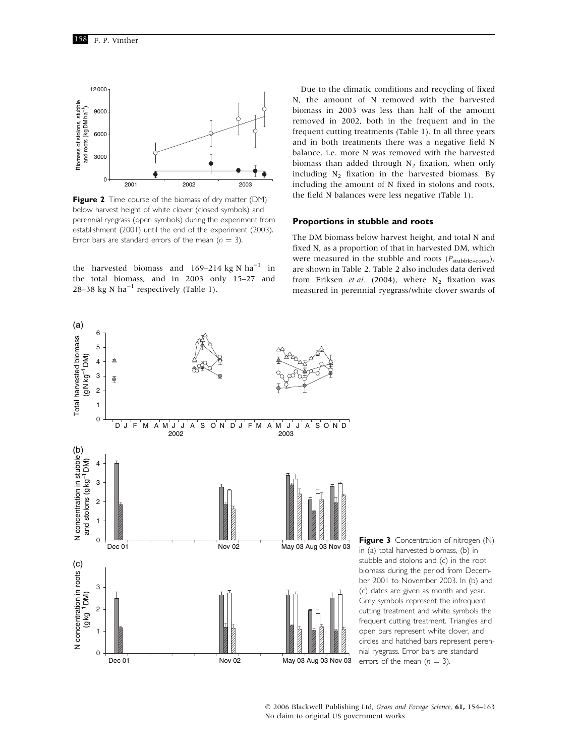**Figure 2** Time course of the biomass of dry matter (DM) below harvest height of white clover (closed symbols) and perennial ryegrass (open symbols) during the experiment from establishment (2001) until the end of the experiment (2003). Error bars are standard errors of the mean ($n = 3$).

the harvested biomass and 169–214 kg N $ha^{-1}$ in the total biomass, and in 2003 only 15–27 and 28–38 kg N $ha^{-1}$ respectively (Table 1).

Due to the climatic conditions and recycling of fixed N, the amount of N removed with the harvested biomass in 2003 was less than half of the amount removed in 2002, both in the frequent and in the frequent cutting treatments (Table 1). In all three years and in both treatments there was a negative field N balance, i.e. more N was removed with the harvested biomass than added through $N_2$ fixation, when only including $N_2$ fixation in the harvested biomass. By including the amount of N fixed in stolons and roots, the field N balances were less negative (Table 1).

## Proportions in stubble and roots

The DM biomass below harvest height, and total N and fixed N, as a proportion of that in harvested DM, which were measured in the stubble and roots ($P_{stubble+roots}$), are shown in Table 2. Table 2 also includes data derived from Eriksen *et al.* (2004), where $N_2$ fixation was measured in perennial ryegrass/white clover swards of

**Figure 3** Concentration of nitrogen (N) in (a) total harvested biomass, (b) in stubble and stolons and (c) in the root biomass during the period from December 2001 to November 2003. In (b) and (c) dates are given as month and year. Grey symbols represent the infrequent cutting treatment and white symbols the frequent cutting treatment. Triangles and open bars represent white clover, and circles and hatched bars represent perennial ryegrass. Error bars are standard errors of the mean ($n = 3$).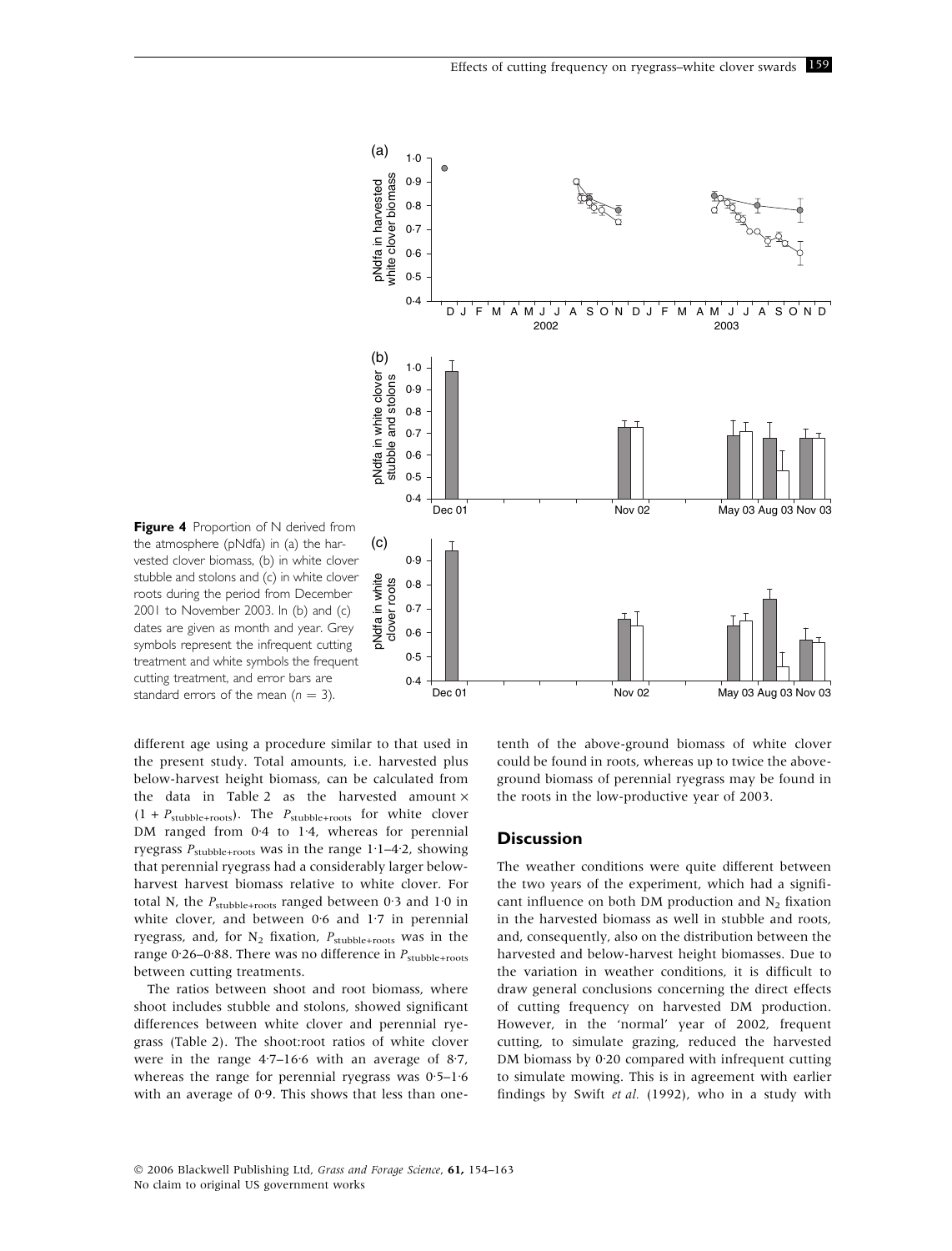**Figure 4** Proportion of N derived from the atmosphere (pNdfa) in (a) the harvested clover biomass, (b) in white clover stubble and stolons and (c) in white clover roots during the period from December 2001 to November 2003. In (b) and (c) dates are given as month and year. Grey symbols represent the infrequent cutting treatment and white symbols the frequent cutting treatment, and error bars are standard errors of the mean ($n = 3$).

different age using a procedure similar to that used in the present study. Total amounts, i.e. harvested plus below-harvest height biomass, can be calculated from the data in Table 2 as the harvested amount × $(1 + P_{\text{stubble+roots}})$. The $P_{\text{stubble+roots}}$ for white clover DM ranged from 0·4 to 1·4, whereas for perennial ryegrass $P_{\text{stubble+roots}}$ was in the range 1·1–4·2, showing that perennial ryegrass had a considerably larger below-harvest harvest biomass relative to white clover. For total N, the $P_{\text{stubble+roots}}$ ranged between 0·3 and 1·0 in white clover, and between 0·6 and 1·7 in perennial ryegrass, and, for $N_2$ fixation, $P_{\text{stubble+roots}}$ was in the range 0·26–0·88. There was no difference in $P_{\text{stubble+roots}}$ between cutting treatments.

The ratios between shoot and root biomass, where shoot includes stubble and stolons, showed significant differences between white clover and perennial ryegrass (Table 2). The shoot:root ratios of white clover were in the range 4·7–16·6 with an average of 8·7, whereas the range for perennial ryegrass was 0·5–1·6 with an average of 0·9. This shows that less than one-tenth of the above-ground biomass of white clover could be found in roots, whereas up to twice the above-ground biomass of perennial ryegrass may be found in the roots in the low-productive year of 2003.

## Discussion

The weather conditions were quite different between the two years of the experiment, which had a significant influence on both DM production and $N_2$ fixation in the harvested biomass as well in stubble and roots, and, consequently, also on the distribution between the harvested and below-harvest height biomasses. Due to the variation in weather conditions, it is difficult to draw general conclusions concerning the direct effects of cutting frequency on harvested DM production. However, in the 'normal' year of 2002, frequent cutting, to simulate grazing, reduced the harvested DM biomass by 0·20 compared with infrequent cutting to simulate mowing. This is in agreement with earlier findings by Swift *et al.* (1992), who in a study with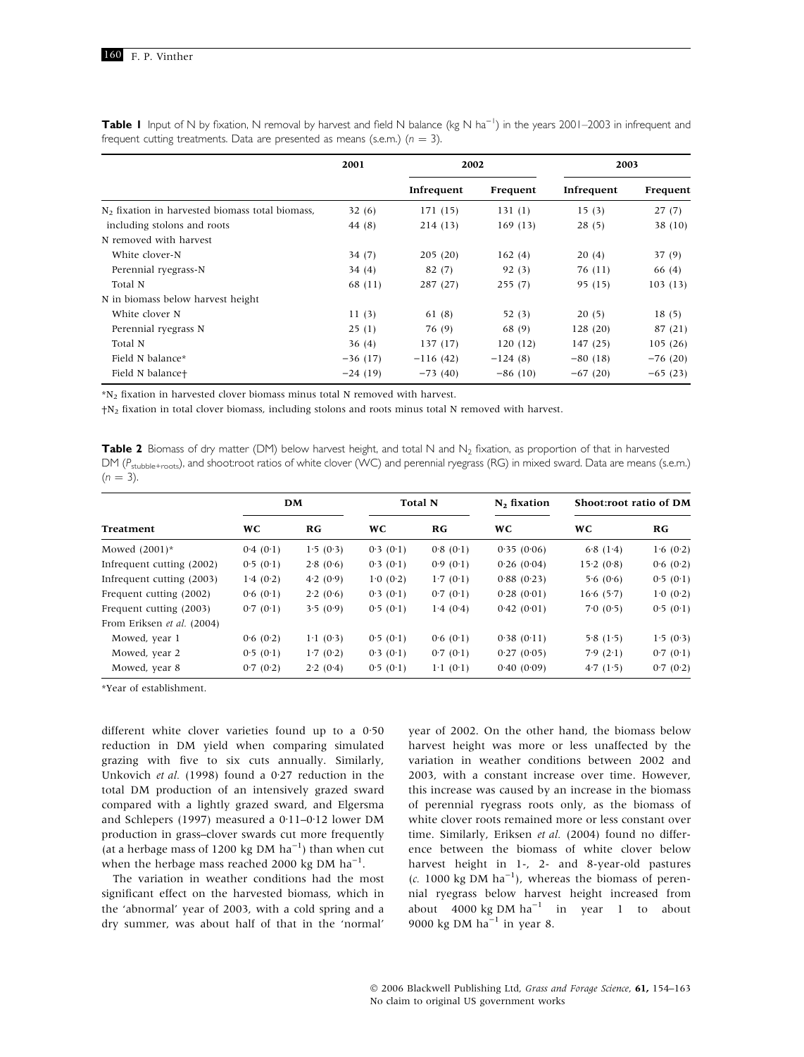**Table 1** Input of N by fixation, N removal by harvest and field N balance (kg N ha$^{-1}$) in the years 2001–2003 in infrequent and frequent cutting treatments. Data are presented as means (s.e.m.) ($n$ = 3).

| | 2001 | 2002 | | 2003 | |
|---|---|---|---|---|---|
| | | Infrequent | Frequent | Infrequent | Frequent |
| $N_2$ fixation in harvested biomass total biomass, | 32 (6) | 171 (15) | 131 (1) | 15 (3) | 27 (7) |
| including stolons and roots | 44 (8) | 214 (13) | 169 (13) | 28 (5) | 38 (10) |
| N removed with harvest | | | | | |
| White clover-N | 34 (7) | 205 (20) | 162 (4) | 20 (4) | 37 (9) |
| Perennial ryegrass-N | 34 (4) | 82 (7) | 92 (3) | 76 (11) | 66 (4) |
| Total N | 68 (11) | 287 (27) | 255 (7) | 95 (15) | 103 (13) |
| N in biomass below harvest height | | | | | |
| White clover N | 11 (3) | 61 (8) | 52 (3) | 20 (5) | 18 (5) |
| Perennial ryegrass N | 25 (1) | 76 (9) | 68 (9) | 128 (20) | 87 (21) |
| Total N | 36 (4) | 137 (17) | 120 (12) | 147 (25) | 105 (26) |
| Field N balance* | −36 (17) | −116 (42) | −124 (8) | −80 (18) | −76 (20) |
| Field N balance† | −24 (19) | −73 (40) | −86 (10) | −67 (20) | −65 (23) |

*$N_2$ fixation in harvested clover biomass minus total N removed with harvest.

†$N_2$ fixation in total clover biomass, including stolons and roots minus total N removed with harvest.

**Table 2** Biomass of dry matter (DM) below harvest height, and total N and $N_2$ fixation, as proportion of that in harvested DM ($P_{stubble+roots}$), and shoot:root ratios of white clover (WC) and perennial ryegrass (RG) in mixed sward. Data are means (s.e.m.) ($n$ = 3).

| Treatment | DM | | Total N | | $N_2$ fixation | Shoot:root ratio of DM | |
|---|---|---|---|---|---|---|---|
| | WC | RG | WC | RG | WC | WC | RG |
| Mowed (2001)* | 0·4 (0·1) | 1·5 (0·3) | 0·3 (0·1) | 0·8 (0·1) | 0·35 (0·06) | 6·8 (1·4) | 1·6 (0·2) |
| Infrequent cutting (2002) | 0·5 (0·1) | 2·8 (0·6) | 0·3 (0·1) | 0·9 (0·1) | 0·26 (0·04) | 15·2 (0·8) | 0·6 (0·2) |
| Infrequent cutting (2003) | 1·4 (0·2) | 4·2 (0·9) | 1·0 (0·2) | 1·7 (0·1) | 0·88 (0·23) | 5·6 (0·6) | 0·5 (0·1) |
| Frequent cutting (2002) | 0·6 (0·1) | 2·2 (0·6) | 0·3 (0·1) | 0·7 (0·1) | 0·28 (0·01) | 16·6 (5·7) | 1·0 (0·2) |
| Frequent cutting (2003) | 0·7 (0·1) | 3·5 (0·9) | 0·5 (0·1) | 1·4 (0·4) | 0·42 (0·01) | 7·0 (0·5) | 0·5 (0·1) |
| From Eriksen *et al.* (2004) | | | | | | | |
| Mowed, year 1 | 0·6 (0·2) | 1·1 (0·3) | 0·5 (0·1) | 0·6 (0·1) | 0·38 (0·11) | 5·8 (1·5) | 1·5 (0·3) |
| Mowed, year 2 | 0·5 (0·1) | 1·7 (0·2) | 0·3 (0·1) | 0·7 (0·1) | 0·27 (0·05) | 7·9 (2·1) | 0·7 (0·1) |
| Mowed, year 8 | 0·7 (0·2) | 2·2 (0·4) | 0·5 (0·1) | 1·1 (0·1) | 0·40 (0·09) | 4·7 (1·5) | 0·7 (0·2) |

*Year of establishment.

different white clover varieties found up to a 0·50 reduction in DM yield when comparing simulated grazing with five to six cuts annually. Similarly, Unkovich *et al.* (1998) found a 0·27 reduction in the total DM production of an intensively grazed sward compared with a lightly grazed sward, and Elgersma and Schlepers (1997) measured a 0·11–0·12 lower DM production in grass–clover swards cut more frequently (at a herbage mass of 1200 kg DM ha$^{-1}$) than when cut when the herbage mass reached 2000 kg DM ha$^{-1}$.

The variation in weather conditions had the most significant effect on the harvested biomass, which in the 'abnormal' year of 2003, with a cold spring and a dry summer, was about half of that in the 'normal' year of 2002. On the other hand, the biomass below harvest height was more or less unaffected by the variation in weather conditions between 2002 and 2003, with a constant increase over time. However, this increase was caused by an increase in the biomass of perennial ryegrass roots only, as the biomass of white clover roots remained more or less constant over time. Similarly, Eriksen *et al.* (2004) found no difference between the biomass of white clover below harvest height in 1-, 2- and 8-year-old pastures (*c.* 1000 kg DM ha$^{-1}$), whereas the biomass of perennial ryegrass below harvest height increased from about 4000 kg DM ha$^{-1}$ in year 1 to about 9000 kg DM ha$^{-1}$ in year 8.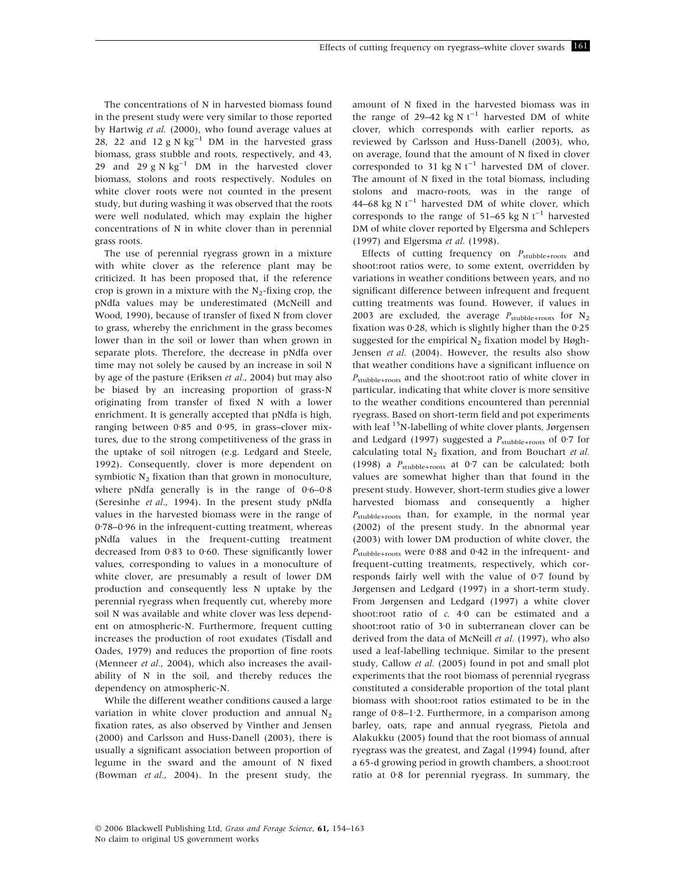The concentrations of N in harvested biomass found in the present study were very similar to those reported by Hartwig *et al.* (2000), who found average values at 28, 22 and 12 g N $kg^{-1}$ DM in the harvested grass biomass, grass stubble and roots, respectively, and 43, 29 and 29 g N $kg^{-1}$ DM in the harvested clover biomass, stolons and roots respectively. Nodules on white clover roots were not counted in the present study, but during washing it was observed that the roots were well nodulated, which may explain the higher concentrations of N in white clover than in perennial grass roots.

The use of perennial ryegrass grown in a mixture with white clover as the reference plant may be criticized. It has been proposed that, if the reference crop is grown in a mixture with the $N_2$-fixing crop, the pNdfa values may be underestimated (McNeill and Wood, 1990), because of transfer of fixed N from clover to grass, whereby the enrichment in the grass becomes lower than in the soil or lower than when grown in separate plots. Therefore, the decrease in pNdfa over time may not solely be caused by an increase in soil N by age of the pasture (Eriksen *et al.*, 2004) but may also be biased by an increasing proportion of grass-N originating from transfer of fixed N with a lower enrichment. It is generally accepted that pNdfa is high, ranging between 0·85 and 0·95, in grass–clover mixtures, due to the strong competitiveness of the grass in the uptake of soil nitrogen (e.g. Ledgard and Steele, 1992). Consequently, clover is more dependent on symbiotic $N_2$ fixation than that grown in monoculture, where pNdfa generally is in the range of 0·6–0·8 (Seresinhe *et al.*, 1994). In the present study pNdfa values in the harvested biomass were in the range of 0·78–0·96 in the infrequent-cutting treatment, whereas pNdfa values in the frequent-cutting treatment decreased from 0·83 to 0·60. These significantly lower values, corresponding to values in a monoculture of white clover, are presumably a result of lower DM production and consequently less N uptake by the perennial ryegrass when frequently cut, whereby more soil N was available and white clover was less dependent on atmospheric-N. Furthermore, frequent cutting increases the production of root exudates (Tisdall and Oades, 1979) and reduces the proportion of fine roots (Menneer *et al.*, 2004), which also increases the availability of N in the soil, and thereby reduces the dependency on atmospheric-N.

While the different weather conditions caused a large variation in white clover production and annual $N_2$ fixation rates, as also observed by Vinther and Jensen (2000) and Carlsson and Huss-Danell (2003), there is usually a significant association between proportion of legume in the sward and the amount of N fixed (Bowman *et al.*, 2004). In the present study, the amount of N fixed in the harvested biomass was in the range of 29–42 kg N $t^{-1}$ harvested DM of white clover, which corresponds with earlier reports, as reviewed by Carlsson and Huss-Danell (2003), who, on average, found that the amount of N fixed in clover corresponded to 31 kg N $t^{-1}$ harvested DM of clover. The amount of N fixed in the total biomass, including stolons and macro-roots, was in the range of 44–68 kg N $t^{-1}$ harvested DM of white clover, which corresponds to the range of 51–65 kg N $t^{-1}$ harvested DM of white clover reported by Elgersma and Schlepers (1997) and Elgersma *et al.* (1998).

Effects of cutting frequency on $P_{stubble+roots}$ and shoot:root ratios were, to some extent, overridden by variations in weather conditions between years, and no significant difference between infrequent and frequent cutting treatments was found. However, if values in 2003 are excluded, the average $P_{stubble+roots}$ for $N_2$ fixation was 0·28, which is slightly higher than the 0·25 suggested for the empirical $N_2$ fixation model by Høgh-Jensen *et al.* (2004). However, the results also show that weather conditions have a significant influence on $P_{stubble+roots}$ and the shoot:root ratio of white clover in particular, indicating that white clover is more sensitive to the weather conditions encountered than perennial ryegrass. Based on short-term field and pot experiments with leaf $^{15}N$-labelling of white clover plants, Jørgensen and Ledgard (1997) suggested a $P_{stubble+roots}$ of 0·7 for calculating total $N_2$ fixation, and from Bouchart *et al.* (1998) a $P_{stubble+roots}$ at 0·7 can be calculated; both values are somewhat higher than that found in the present study. However, short-term studies give a lower harvested biomass and consequently a higher $P_{stubble+roots}$ than, for example, in the normal year (2002) of the present study. In the abnormal year (2003) with lower DM production of white clover, the $P_{stubble+roots}$ were 0·88 and 0·42 in the infrequent- and frequent-cutting treatments, respectively, which corresponds fairly well with the value of 0·7 found by Jørgensen and Ledgard (1997) in a short-term study. From Jørgensen and Ledgard (1997) a white clover shoot:root ratio of *c.* 4·0 can be estimated and a shoot:root ratio of 3·0 in subterranean clover can be derived from the data of McNeill *et al.* (1997), who also used a leaf-labelling technique. Similar to the present study, Callow *et al.* (2005) found in pot and small plot experiments that the root biomass of perennial ryegrass constituted a considerable proportion of the total plant biomass with shoot:root ratios estimated to be in the range of 0·8–1·2. Furthermore, in a comparison among barley, oats, rape and annual ryegrass, Pietola and Alakukku (2005) found that the root biomass of annual ryegrass was the greatest, and Zagal (1994) found, after a 65-d growing period in growth chambers, a shoot:root ratio at 0·8 for perennial ryegrass. In summary, the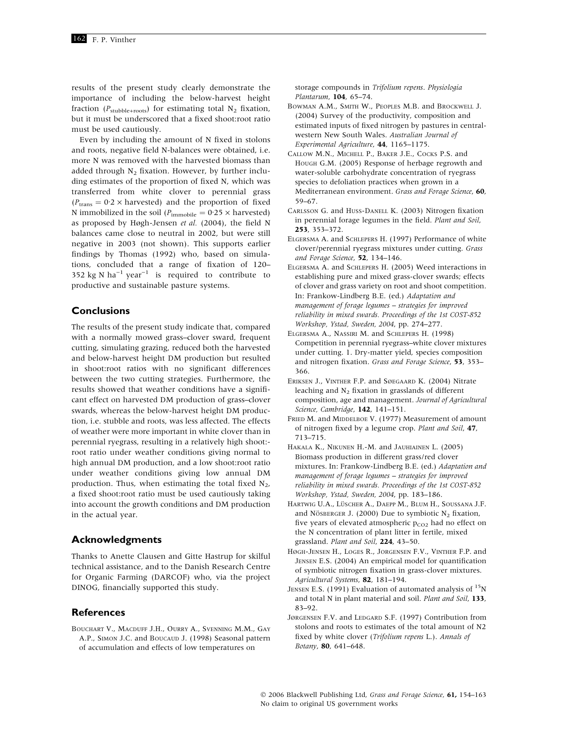results of the present study clearly demonstrate the importance of including the below-harvest height fraction ($P_{stubble+roots}$) for estimating total $N_2$ fixation, but it must be underscored that a fixed shoot:root ratio must be used cautiously.

Even by including the amount of N fixed in stolons and roots, negative field N-balances were obtained, i.e. more N was removed with the harvested biomass than added through $N_2$ fixation. However, by further including estimates of the proportion of fixed N, which was transferred from white clover to perennial grass ($P_{trans} = 0{\cdot}2 \times \text{harvested}$) and the proportion of fixed N immobilized in the soil ($P_{immobile} = 0{\cdot}25 \times \text{harvested}$) as proposed by Høgh-Jensen *et al.* (2004), the field N balances came close to neutral in 2002, but were still negative in 2003 (not shown). This supports earlier findings by Thomas (1992) who, based on simulations, concluded that a range of fixation of 120–352 kg N $ha^{-1}$ $year^{-1}$ is required to contribute to productive and sustainable pasture systems.

## Conclusions

The results of the present study indicate that, compared with a normally mowed grass–clover sward, frequent cutting, simulating grazing, reduced both the harvested and below-harvest height DM production but resulted in shoot:root ratios with no significant differences between the two cutting strategies. Furthermore, the results showed that weather conditions have a significant effect on harvested DM production of grass–clover swards, whereas the below-harvest height DM production, i.e. stubble and roots, was less affected. The effects of weather were more important in white clover than in perennial ryegrass, resulting in a relatively high shoot:root ratio under weather conditions giving normal to high annual DM production, and a low shoot:root ratio under weather conditions giving low annual DM production. Thus, when estimating the total fixed $N_2$, a fixed shoot:root ratio must be used cautiously taking into account the growth conditions and DM production in the actual year.

## Acknowledgments

Thanks to Anette Clausen and Gitte Hastrup for skilful technical assistance, and to the Danish Research Centre for Organic Farming (DARCOF) who, via the project DINOG, financially supported this study.

## References

Bouchart V., Macduff J.H., Ourry A., Svenning M.M., Gay A.P., Simon J.C. and Boucaud J. (1998) Seasonal pattern of accumulation and effects of low temperatures on storage compounds in *Trifolium repens*. *Physiologia Plantarum*, **104**, 65–74.

Bowman A.M., Smith W., Peoples M.B. and Brockwell J. (2004) Survey of the productivity, composition and estimated inputs of fixed nitrogen by pastures in central-western New South Wales. *Australian Journal of Experimental Agriculture*, **44**, 1165–1175.

Callow M.N., Michell P., Baker J.E., Cocks P.S. and Hough G.M. (2005) Response of herbage regrowth and water-soluble carbohydrate concentration of ryegrass species to defoliation practices when grown in a Mediterranean environment. *Grass and Forage Science*, **60**, 59–67.

Carlsson G. and Huss-Danell K. (2003) Nitrogen fixation in perennial forage legumes in the field. *Plant and Soil*, **253**, 353–372.

Elgersma A. and Schlepers H. (1997) Performance of white clover/perennial ryegrass mixtures under cutting. *Grass and Forage Science*, **52**, 134–146.

Elgersma A. and Schlepers H. (2005) Weed interactions in establishing pure and mixed grass-clover swards; effects of clover and grass variety on root and shoot competition. In: Frankow-Lindberg B.E. (ed.) *Adaptation and management of forage legumes – strategies for improved reliability in mixed swards. Proceedings of the 1st COST-852 Workshop, Ystad, Sweden, 2004*, pp. 274–277.

Elgersma A., Nassiri M. and Schlepers H. (1998) Competition in perennial ryegrass–white clover mixtures under cutting. 1. Dry-matter yield, species composition and nitrogen fixation. *Grass and Forage Science*, **53**, 353–366.

Eriksen J., Vinther F.P. and Søegaard K. (2004) Nitrate leaching and $N_2$ fixation in grasslands of different composition, age and management. *Journal of Agricultural Science, Cambridge*, **142**, 141–151.

Fried M. and Middelboe V. (1977) Measurement of amount of nitrogen fixed by a legume crop. *Plant and Soil*, **47**, 713–715.

Hakala K., Nikunen H.-M. and Jauhiainen L. (2005) Biomass production in different grass/red clover mixtures. In: Frankow-Lindberg B.E. (ed.) *Adaptation and management of forage legumes – strategies for improved reliability in mixed swards. Proceedings of the 1st COST-852 Workshop, Ystad, Sweden, 2004*, pp. 183–186.

Hartwig U.A., Lüscher A., Daepp M., Blum H., Soussana J.F. and Nösberger J. (2000) Due to symbiotic $N_2$ fixation, five years of elevated atmospheric $p_{CO_2}$ had no effect on the N concentration of plant litter in fertile, mixed grassland. *Plant and Soil*, **224**, 43–50.

Høgh-Jensen H., Loges R., Jorgensen F.V., Vinther F.P. and Jensen E.S. (2004) An empirical model for quantification of symbiotic nitrogen fixation in grass-clover mixtures. *Agricultural Systems*, **82**, 181–194.

Jensen E.S. (1991) Evaluation of automated analysis of $^{15}N$ and total N in plant material and soil. *Plant and Soil*, **133**, 83–92.

Jørgensen F.V. and Ledgard S.F. (1997) Contribution from stolons and roots to estimates of the total amount of N2 fixed by white clover (*Trifolium repens* L.). *Annals of Botany*, **80**, 641–648.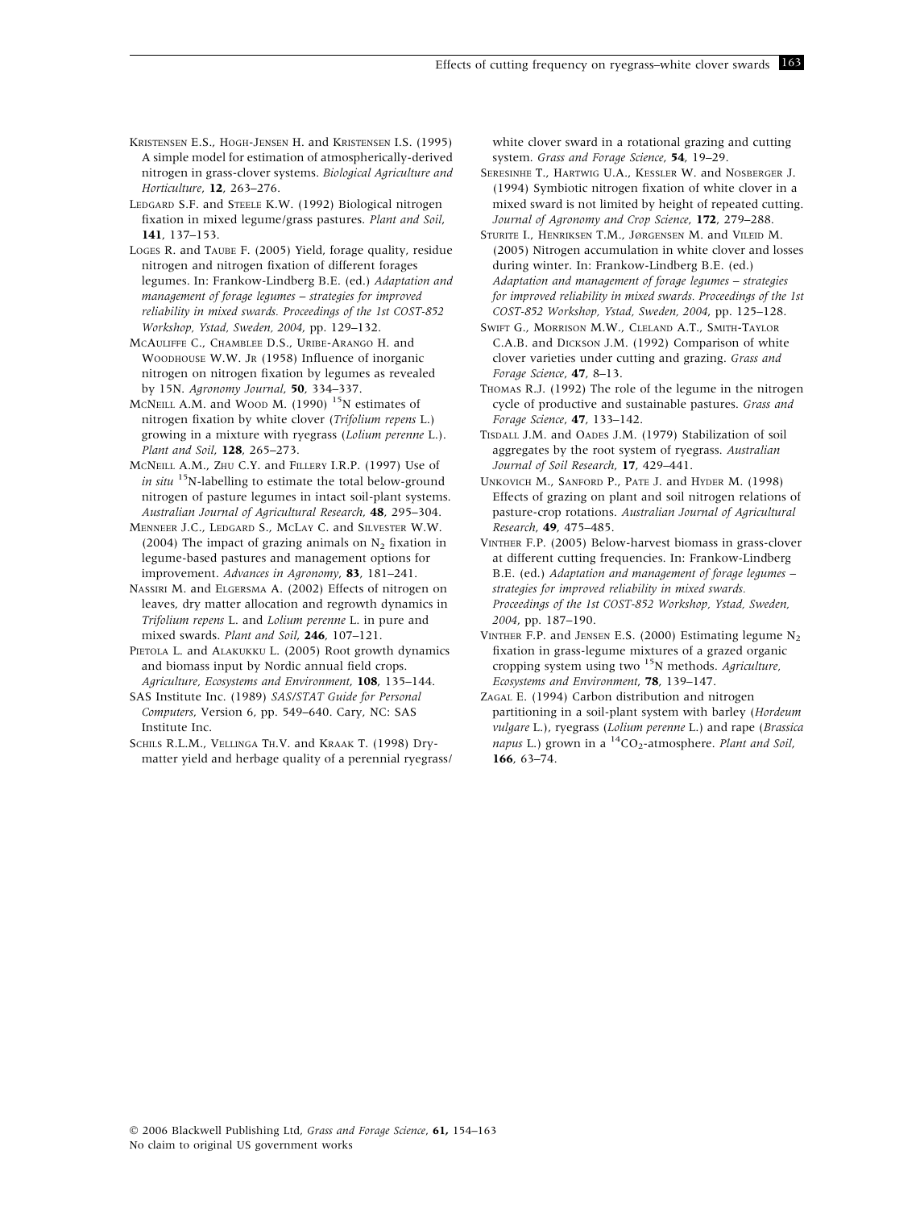Kristensen E.S., Hogh-Jensen H. and Kristensen I.S. (1995) A simple model for estimation of atmospherically-derived nitrogen in grass-clover systems. *Biological Agriculture and Horticulture*, **12**, 263–276.

Ledgard S.F. and Steele K.W. (1992) Biological nitrogen fixation in mixed legume/grass pastures. *Plant and Soil*, **141**, 137–153.

Loges R. and Taube F. (2005) Yield, forage quality, residue nitrogen and nitrogen fixation of different forages legumes. In: Frankow-Lindberg B.E. (ed.) *Adaptation and management of forage legumes – strategies for improved reliability in mixed swards. Proceedings of the 1st COST-852 Workshop, Ystad, Sweden, 2004*, pp. 129–132.

McAuliffe C., Chamblee D.S., Uribe-Arango H. and Woodhouse W.W. Jr (1958) Influence of inorganic nitrogen on nitrogen fixation by legumes as revealed by 15N. *Agronomy Journal*, **50**, 334–337.

McNeill A.M. and Wood M. (1990) $^{15}N$ estimates of nitrogen fixation by white clover (*Trifolium repens* L.) growing in a mixture with ryegrass (*Lolium perenne* L.). *Plant and Soil*, **128**, 265–273.

McNeill A.M., Zhu C.Y. and Fillery I.R.P. (1997) Use of *in situ* $^{15}N$-labelling to estimate the total below-ground nitrogen of pasture legumes in intact soil-plant systems. *Australian Journal of Agricultural Research*, **48**, 295–304.

Menneer J.C., Ledgard S., McLay C. and Silvester W.W. (2004) The impact of grazing animals on $N_2$ fixation in legume-based pastures and management options for improvement. *Advances in Agronomy*, **83**, 181–241.

Nassiri M. and Elgersma A. (2002) Effects of nitrogen on leaves, dry matter allocation and regrowth dynamics in *Trifolium repens* L. and *Lolium perenne* L. in pure and mixed swards. *Plant and Soil*, **246**, 107–121.

Pietola L. and Alakukku L. (2005) Root growth dynamics and biomass input by Nordic annual field crops. *Agriculture, Ecosystems and Environment*, **108**, 135–144.

SAS Institute Inc. (1989) *SAS/STAT Guide for Personal Computers*, Version 6, pp. 549–640. Cary, NC: SAS Institute Inc.

Schils R.L.M., Vellinga Th.V. and Kraak T. (1998) Dry-matter yield and herbage quality of a perennial ryegrass/white clover sward in a rotational grazing and cutting system. *Grass and Forage Science*, **54**, 19–29.

Seresinhe T., Hartwig U.A., Kessler W. and Nosberger J. (1994) Symbiotic nitrogen fixation of white clover in a mixed sward is not limited by height of repeated cutting. *Journal of Agronomy and Crop Science*, **172**, 279–288.

Sturite I., Henriksen T.M., Jørgensen M. and Vileid M. (2005) Nitrogen accumulation in white clover and losses during winter. In: Frankow-Lindberg B.E. (ed.) *Adaptation and management of forage legumes – strategies for improved reliability in mixed swards. Proceedings of the 1st COST-852 Workshop, Ystad, Sweden, 2004*, pp. 125–128.

Swift G., Morrison M.W., Cleland A.T., Smith-Taylor C.A.B. and Dickson J.M. (1992) Comparison of white clover varieties under cutting and grazing. *Grass and Forage Science*, **47**, 8–13.

Thomas R.J. (1992) The role of the legume in the nitrogen cycle of productive and sustainable pastures. *Grass and Forage Science*, **47**, 133–142.

Tisdall J.M. and Oades J.M. (1979) Stabilization of soil aggregates by the root system of ryegrass. *Australian Journal of Soil Research*, **17**, 429–441.

Unkovich M., Sanford P., Pate J. and Hyder M. (1998) Effects of grazing on plant and soil nitrogen relations of pasture-crop rotations. *Australian Journal of Agricultural Research*, **49**, 475–485.

Vinther F.P. (2005) Below-harvest biomass in grass-clover at different cutting frequencies. In: Frankow-Lindberg B.E. (ed.) *Adaptation and management of forage legumes – strategies for improved reliability in mixed swards. Proceedings of the 1st COST-852 Workshop, Ystad, Sweden, 2004*, pp. 187–190.

Vinther F.P. and Jensen E.S. (2000) Estimating legume $N_2$ fixation in grass-legume mixtures of a grazed organic cropping system using two $^{15}N$ methods. *Agriculture, Ecosystems and Environment*, **78**, 139–147.

Zagal E. (1994) Carbon distribution and nitrogen partitioning in a soil-plant system with barley (*Hordeum vulgare* L.), ryegrass (*Lolium perenne* L.) and rape (*Brassica napus* L.) grown in a $^{14}CO_2$-atmosphere. *Plant and Soil*, **166**, 63–74.